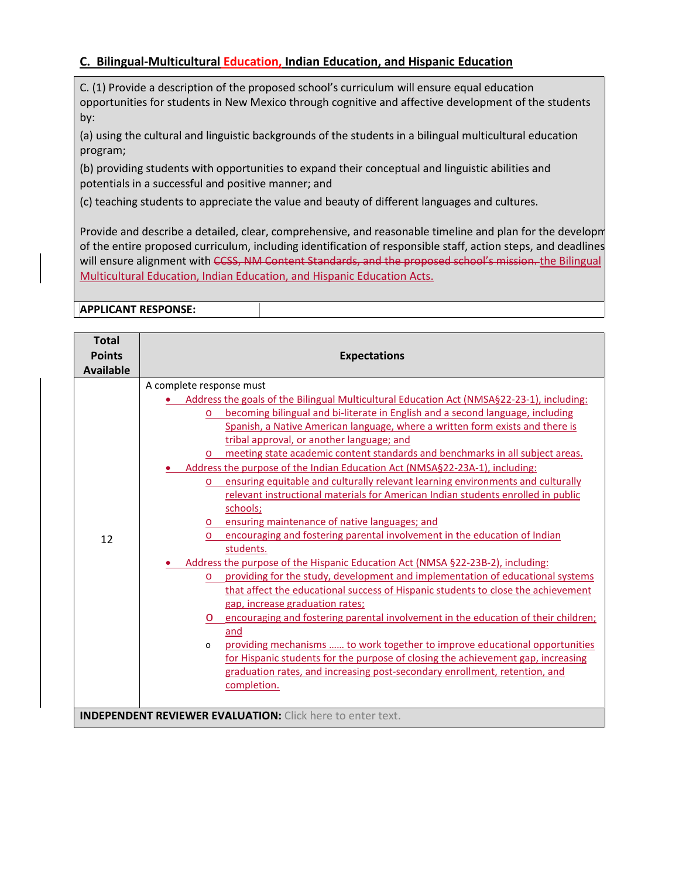## C. Bilingual-Multicultural Education, Indian Education, and Hispanic Education

C. (1) Provide a description of the proposed school's curriculum will ensure equal education opportunities for students in New Mexico through cognitive and affective development of the students by:

(a) using the cultural and linguistic backgrounds of the students in a bilingual multicultural education program;

(b) providing students with opportunities to expand their conceptual and linguistic abilities and potentials in a successful and positive manner; and

(c) teaching students to appreciate the value and beauty of different languages and cultures.

Provide and describe a detailed, clear, comprehensive, and reasonable timeline and plan for the developm of the entire proposed curriculum, including identification of responsible staff, action steps, and deadlines will ensure alignment with ~~CCSS, NM Content Standards, and the proposed school's mission.~~ the Bilingual Multicultural Education, Indian Education, and Hispanic Education Acts.

**APPLICANT RESPONSE:**

| Total Points Available | Expectations |
|---|---|
| 12 | A complete response must<br>• Address the goals of the Bilingual Multicultural Education Act (NMSA§22-23-1), including:<br>o becoming bilingual and bi-literate in English and a second language, including Spanish, a Native American language, where a written form exists and there is tribal approval, or another language; and<br>o meeting state academic content standards and benchmarks in all subject areas.<br>• Address the purpose of the Indian Education Act (NMSA§22-23A-1), including:<br>o ensuring equitable and culturally relevant learning environments and culturally relevant instructional materials for American Indian students enrolled in public schools;<br>o ensuring maintenance of native languages; and<br>o encouraging and fostering parental involvement in the education of Indian students.<br>• Address the purpose of the Hispanic Education Act (NMSA §22-23B-2), including:<br>o providing for the study, development and implementation of educational systems that affect the educational success of Hispanic students to close the achievement gap, increase graduation rates;<br>o encouraging and fostering parental involvement in the education of their children; and<br>o providing mechanisms …… to work together to improve educational opportunities for Hispanic students for the purpose of closing the achievement gap, increasing graduation rates, and increasing post-secondary enrollment, retention, and completion. |

**INDEPENDENT REVIEWER EVALUATION:** Click here to enter text.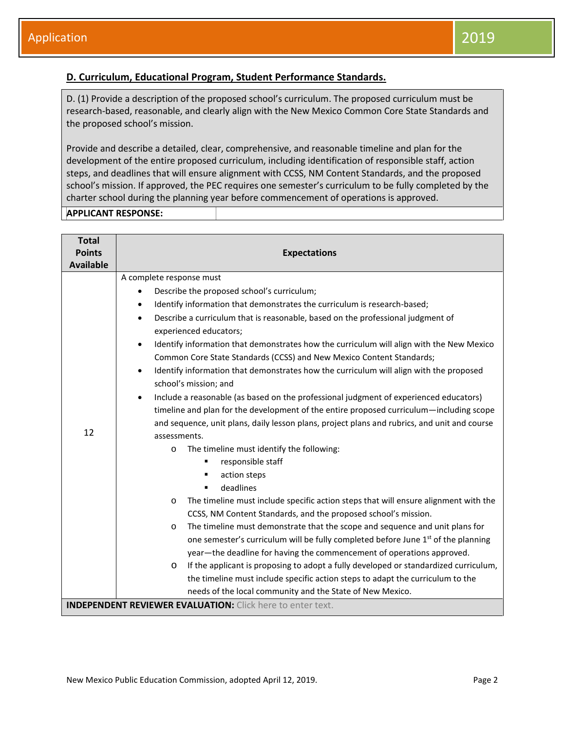## D. Curriculum, Educational Program, Student Performance Standards.

D. (1) Provide a description of the proposed school's curriculum. The proposed curriculum must be research-based, reasonable, and clearly align with the New Mexico Common Core State Standards and the proposed school's mission.

Provide and describe a detailed, clear, comprehensive, and reasonable timeline and plan for the development of the entire proposed curriculum, including identification of responsible staff, action steps, and deadlines that will ensure alignment with CCSS, NM Content Standards, and the proposed school's mission. If approved, the PEC requires one semester's curriculum to be fully completed by the charter school during the planning year before commencement of operations is approved.

**APPLICANT RESPONSE:**

| Total Points Available | Expectations |
| --- | --- |
| 12 | A complete response must<br>• Describe the proposed school's curriculum;<br>• Identify information that demonstrates the curriculum is research-based;<br>• Describe a curriculum that is reasonable, based on the professional judgment of experienced educators;<br>• Identify information that demonstrates how the curriculum will align with the New Mexico Common Core State Standards (CCSS) and New Mexico Content Standards;<br>• Identify information that demonstrates how the curriculum will align with the proposed school's mission; and<br>• Include a reasonable (as based on the professional judgment of experienced educators) timeline and plan for the development of the entire proposed curriculum—including scope and sequence, unit plans, daily lesson plans, project plans and rubrics, and unit and course assessments.<br>o The timeline must identify the following:<br>▪ responsible staff<br>▪ action steps<br>▪ deadlines<br>o The timeline must include specific action steps that will ensure alignment with the CCSS, NM Content Standards, and the proposed school's mission.<br>o The timeline must demonstrate that the scope and sequence and unit plans for one semester's curriculum will be fully completed before June 1st of the planning year—the deadline for having the commencement of operations approved.<br>o If the applicant is proposing to adopt a fully developed or standardized curriculum, the timeline must include specific action steps to adapt the curriculum to the needs of the local community and the State of New Mexico. |

**INDEPENDENT REVIEWER EVALUATION:** Click here to enter text.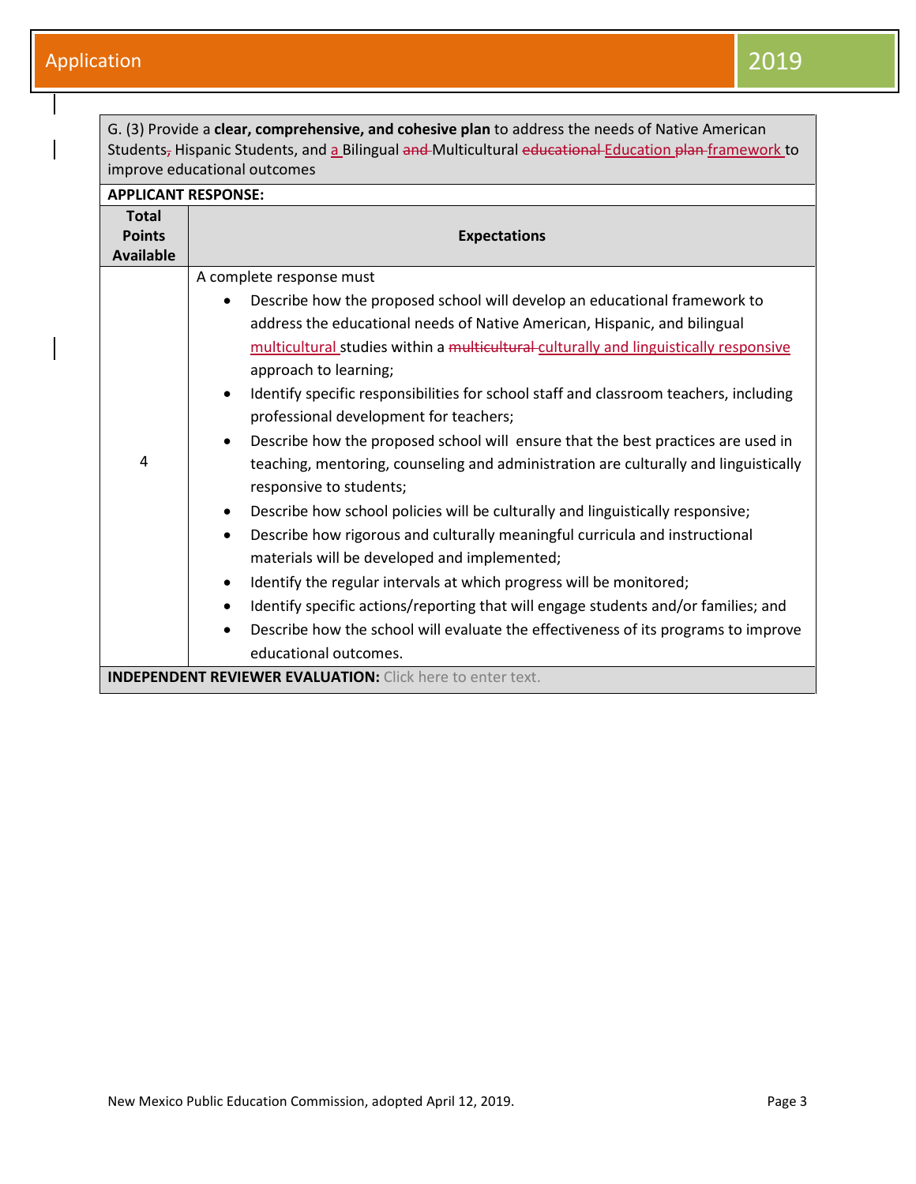G. (3) Provide a **clear, comprehensive, and cohesive plan** to address the needs of Native American Students, Hispanic Students, and a Bilingual Multicultural Education framework to improve educational outcomes

**APPLICANT RESPONSE:**

| Total Points Available | Expectations |
|---|---|
| 4 | A complete response must<br>• Describe how the proposed school will develop an educational framework to address the educational needs of Native American, Hispanic, and bilingual multicultural studies within a culturally and linguistically responsive approach to learning;<br>• Identify specific responsibilities for school staff and classroom teachers, including professional development for teachers;<br>• Describe how the proposed school will ensure that the best practices are used in teaching, mentoring, counseling and administration are culturally and linguistically responsive to students;<br>• Describe how school policies will be culturally and linguistically responsive;<br>• Describe how rigorous and culturally meaningful curricula and instructional materials will be developed and implemented;<br>• Identify the regular intervals at which progress will be monitored;<br>• Identify specific actions/reporting that will engage students and/or families; and<br>• Describe how the school will evaluate the effectiveness of its programs to improve educational outcomes. |

**INDEPENDENT REVIEWER EVALUATION:** Click here to enter text.

New Mexico Public Education Commission, adopted April 12, 2019.